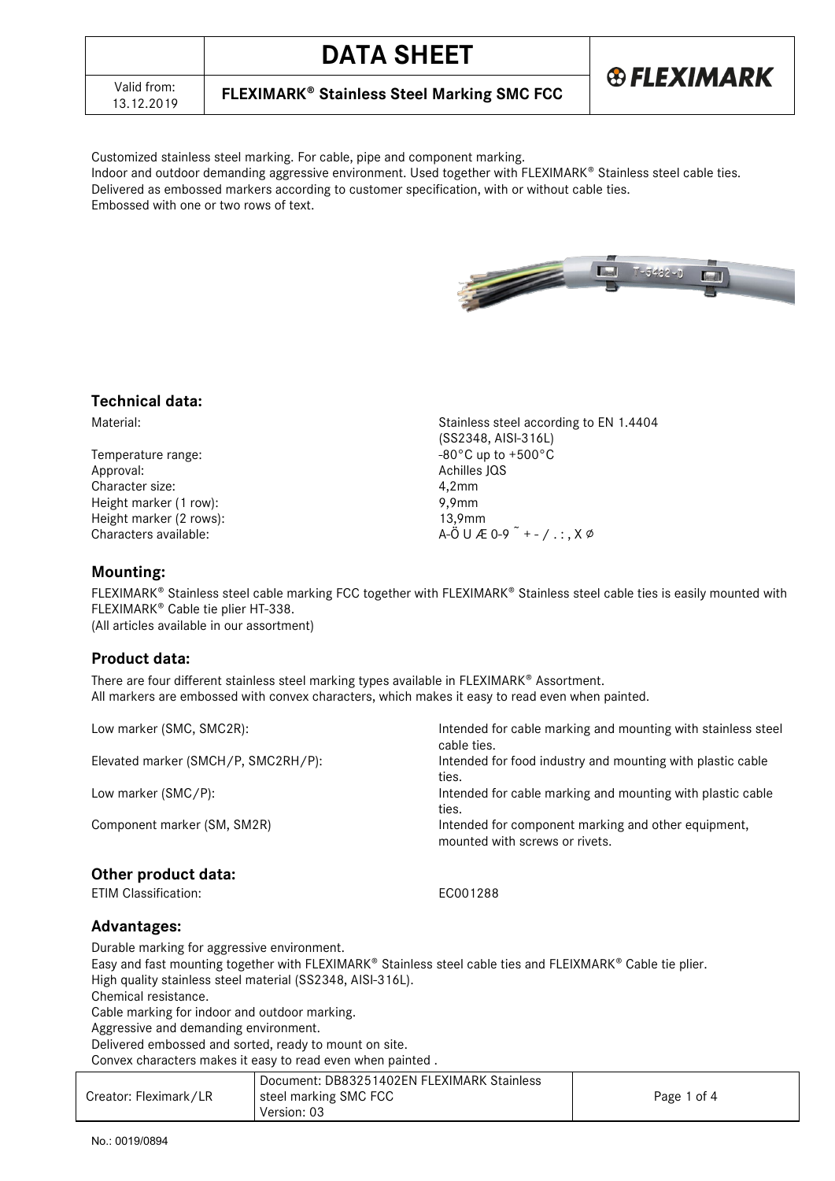# DATA SHEET

**FLEXIMARK® Stainless Steel Marking SMC FCC**

Valid from: 13.12.2019

Customized stainless steel marking. For cable, pipe and component marking.
Indoor and outdoor demanding aggressive environment. Used together with FLEXIMARK® Stainless steel cable ties.
Delivered as embossed markers according to customer specification, with or without cable ties.
Embossed with one or two rows of text.

## Technical data:

| | |
|---|---|
| Material: | Stainless steel according to EN 1.4404 (SS2348, AISI-316L) |
| Temperature range: | -80°C up to +500°C |
| Approval: | Achilles JQS |
| Character size: | 4,2mm |
| Height marker (1 row): | 9,9mm |
| Height marker (2 rows): | 13,9mm |
| Characters available: | A-Ö U Æ 0-9 ˜ + - / . : , X Ø |

## Mounting:

FLEXIMARK® Stainless steel cable marking FCC together with FLEXIMARK® Stainless steel cable ties is easily mounted with FLEXIMARK® Cable tie plier HT-338.
(All articles available in our assortment)

## Product data:

There are four different stainless steel marking types available in FLEXIMARK® Assortment.
All markers are embossed with convex characters, which makes it easy to read even when painted.

| | |
|---|---|
| Low marker (SMC, SMC2R): | Intended for cable marking and mounting with stainless steel cable ties. |
| Elevated marker (SMCH/P, SMC2RH/P): | Intended for food industry and mounting with plastic cable ties. |
| Low marker (SMC/P): | Intended for cable marking and mounting with plastic cable ties. |
| Component marker (SM, SM2R) | Intended for component marking and other equipment, mounted with screws or rivets. |

## Other product data:

| | |
|---|---|
| ETIM Classification: | EC001288 |

## Advantages:

Durable marking for aggressive environment.
Easy and fast mounting together with FLEXIMARK® Stainless steel cable ties and FLEIXMARK® Cable tie plier.
High quality stainless steel material (SS2348, AISI-316L).
Chemical resistance.
Cable marking for indoor and outdoor marking.
Aggressive and demanding environment.
Delivered embossed and sorted, ready to mount on site.
Convex characters makes it easy to read even when painted .

| Creator: Fleximark/LR | Document: DB83251402EN FLEXIMARK Stainless steel marking SMC FCC Version: 03 |
|---|---|

No.: 0019/0894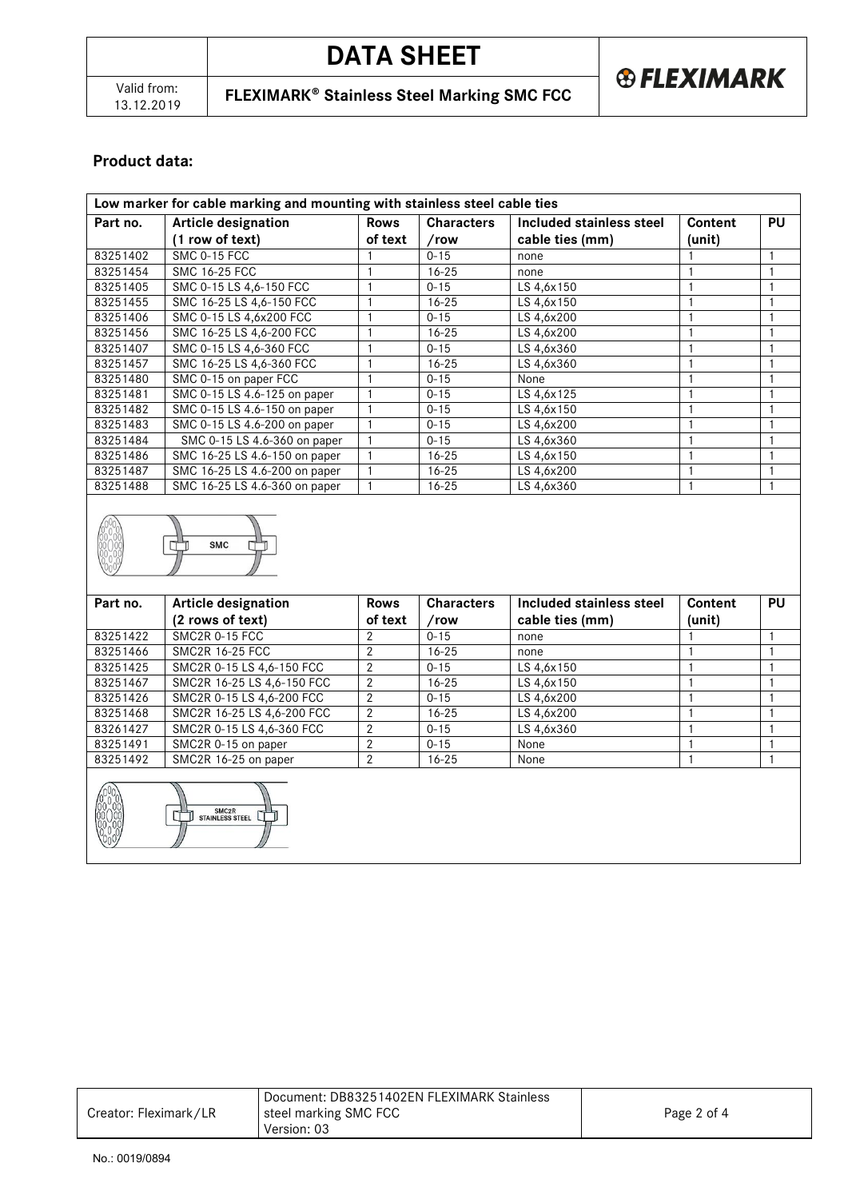## Product data:

| Low marker for cable marking and mounting with stainless steel cable ties | | | | | | |
|---|---|---|---|---|---|---|
| **Part no.** | **Article designation (1 row of text)** | **Rows of text** | **Characters /row** | **Included stainless steel cable ties (mm)** | **Content (unit)** | **PU** |
| 83251402 | SMC 0-15 FCC | 1 | 0-15 | none | 1 | 1 |
| 83251454 | SMC 16-25 FCC | 1 | 16-25 | none | 1 | 1 |
| 83251405 | SMC 0-15 LS 4,6-150 FCC | 1 | 0-15 | LS 4,6x150 | 1 | 1 |
| 83251455 | SMC 16-25 LS 4,6-150 FCC | 1 | 16-25 | LS 4,6x150 | 1 | 1 |
| 83251406 | SMC 0-15 LS 4,6x200 FCC | 1 | 0-15 | LS 4,6x200 | 1 | 1 |
| 83251456 | SMC 16-25 LS 4,6-200 FCC | 1 | 16-25 | LS 4,6x200 | 1 | 1 |
| 83251407 | SMC 0-15 LS 4,6-360 FCC | 1 | 0-15 | LS 4,6x360 | 1 | 1 |
| 83251457 | SMC 16-25 LS 4,6-360 FCC | 1 | 16-25 | LS 4,6x360 | 1 | 1 |
| 83251480 | SMC 0-15 on paper FCC | 1 | 0-15 | None | 1 | 1 |
| 83251481 | SMC 0-15 LS 4.6-125 on paper | 1 | 0-15 | LS 4,6x125 | 1 | 1 |
| 83251482 | SMC 0-15 LS 4.6-150 on paper | 1 | 0-15 | LS 4,6x150 | 1 | 1 |
| 83251483 | SMC 0-15 LS 4.6-200 on paper | 1 | 0-15 | LS 4,6x200 | 1 | 1 |
| 83251484 | SMC 0-15 LS 4.6-360 on paper | 1 | 0-15 | LS 4,6x360 | 1 | 1 |
| 83251486 | SMC 16-25 LS 4.6-150 on paper | 1 | 16-25 | LS 4,6x150 | 1 | 1 |
| 83251487 | SMC 16-25 LS 4.6-200 on paper | 1 | 16-25 | LS 4,6x200 | 1 | 1 |
| 83251488 | SMC 16-25 LS 4.6-360 on paper | 1 | 16-25 | LS 4,6x360 | 1 | 1 |

| Part no. | Article designation (2 rows of text) | Rows of text | Characters /row | Included stainless steel cable ties (mm) | Content (unit) | PU |
|---|---|---|---|---|---|---|
| 83251422 | SMC2R 0-15 FCC | 2 | 0-15 | none | 1 | 1 |
| 83251466 | SMC2R 16-25 FCC | 2 | 16-25 | none | 1 | 1 |
| 83251425 | SMC2R 0-15 LS 4,6-150 FCC | 2 | 0-15 | LS 4,6x150 | 1 | 1 |
| 83251467 | SMC2R 16-25 LS 4,6-150 FCC | 2 | 16-25 | LS 4,6x150 | 1 | 1 |
| 83251426 | SMC2R 0-15 LS 4,6-200 FCC | 2 | 0-15 | LS 4,6x200 | 1 | 1 |
| 83251468 | SMC2R 16-25 LS 4,6-200 FCC | 2 | 16-25 | LS 4,6x200 | 1 | 1 |
| 83261427 | SMC2R 0-15 LS 4,6-360 FCC | 2 | 0-15 | LS 4,6x360 | 1 | 1 |
| 83251491 | SMC2R 0-15 on paper | 2 | 0-15 | None | 1 | 1 |
| 83251492 | SMC2R 16-25 on paper | 2 | 16-25 | None | 1 | 1 |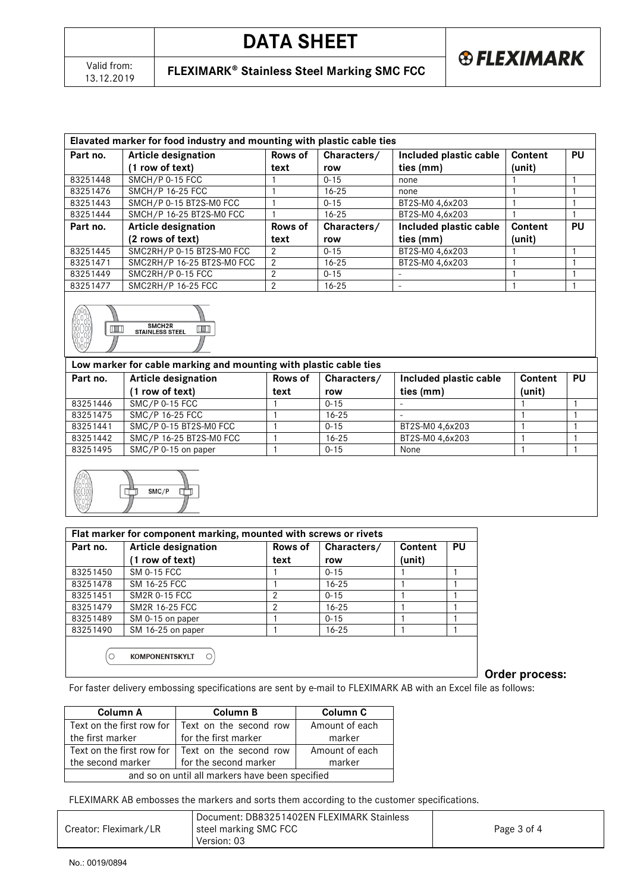| Elavated marker for food industry and mounting with plastic cable ties | | | | | | |
|---|---|---|---|---|---|---|
| **Part no.** | **Article designation (1 row of text)** | **Rows of text** | **Characters/ row** | **Included plastic cable ties (mm)** | **Content (unit)** | **PU** |
| 83251448 | SMCH/P 0-15 FCC | 1 | 0-15 | none | 1 | 1 |
| 83251476 | SMCH/P 16-25 FCC | 1 | 16-25 | none | 1 | 1 |
| 83251443 | SMCH/P 0-15 BT2S-M0 FCC | 1 | 0-15 | BT2S-M0 4,6x203 | 1 | 1 |
| 83251444 | SMCH/P 16-25 BT2S-M0 FCC | 1 | 16-25 | BT2S-M0 4,6x203 | 1 | 1 |
| **Part no.** | **Article designation (2 rows of text)** | **Rows of text** | **Characters/ row** | **Included plastic cable ties (mm)** | **Content (unit)** | **PU** |
| 83251445 | SMC2RH/P 0-15 BT2S-M0 FCC | 2 | 0-15 | BT2S-M0 4,6x203 | 1 | 1 |
| 83251471 | SMC2RH/P 16-25 BT2S-M0 FCC | 2 | 16-25 | BT2S-M0 4,6x203 | 1 | 1 |
| 83251449 | SMC2RH/P 0-15 FCC | 2 | 0-15 | - | 1 | 1 |
| 83251477 | SMC2RH/P 16-25 FCC | 2 | 16-25 | - | 1 | 1 |

SMCH2R STAINLESS STEEL

| Low marker for cable marking and mounting with plastic cable ties | | | | | | |
|---|---|---|---|---|---|---|
| **Part no.** | **Article designation (1 row of text)** | **Rows of text** | **Characters/ row** | **Included plastic cable ties (mm)** | **Content (unit)** | **PU** |
| 83251446 | SMC/P 0-15 FCC | 1 | 0-15 | - | 1 | 1 |
| 83251475 | SMC/P 16-25 FCC | 1 | 16-25 | - | 1 | 1 |
| 83251441 | SMC/P 0-15 BT2S-M0 FCC | 1 | 0-15 | BT2S-M0 4,6x203 | 1 | 1 |
| 83251442 | SMC/P 16-25 BT2S-M0 FCC | 1 | 16-25 | BT2S-M0 4,6x203 | 1 | 1 |
| 83251495 | SMC/P 0-15 on paper | 1 | 0-15 | None | 1 | 1 |

SMC/P

| Flat marker for component marking, mounted with screws or rivets | | | | | |
|---|---|---|---|---|---|
| **Part no.** | **Article designation (1 row of text)** | **Rows of text** | **Characters/ row** | **Content (unit)** | **PU** |
| 83251450 | SM 0-15 FCC | 1 | 0-15 | 1 | 1 |
| 83251478 | SM 16-25 FCC | 1 | 16-25 | 1 | 1 |
| 83251451 | SM2R 0-15 FCC | 2 | 0-15 | 1 | 1 |
| 83251479 | SM2R 16-25 FCC | 2 | 16-25 | 1 | 1 |
| 83251489 | SM 0-15 on paper | 1 | 0-15 | 1 | 1 |
| 83251490 | SM 16-25 on paper | 1 | 16-25 | 1 | 1 |

KOMPONENTSKYLT

## Order process:

For faster delivery embossing specifications are sent by e-mail to FLEXIMARK AB with an Excel file as follows:

| Column A | Column B | Column C |
|---|---|---|
| Text on the first row for the first marker | Text on the second row for the first marker | Amount of each marker |
| Text on the first row for the second marker | Text on the second row for the second marker | Amount of each marker |
| and so on until all markers have been specified | | |

FLEXIMARK AB embosses the markers and sorts them according to the customer specifications.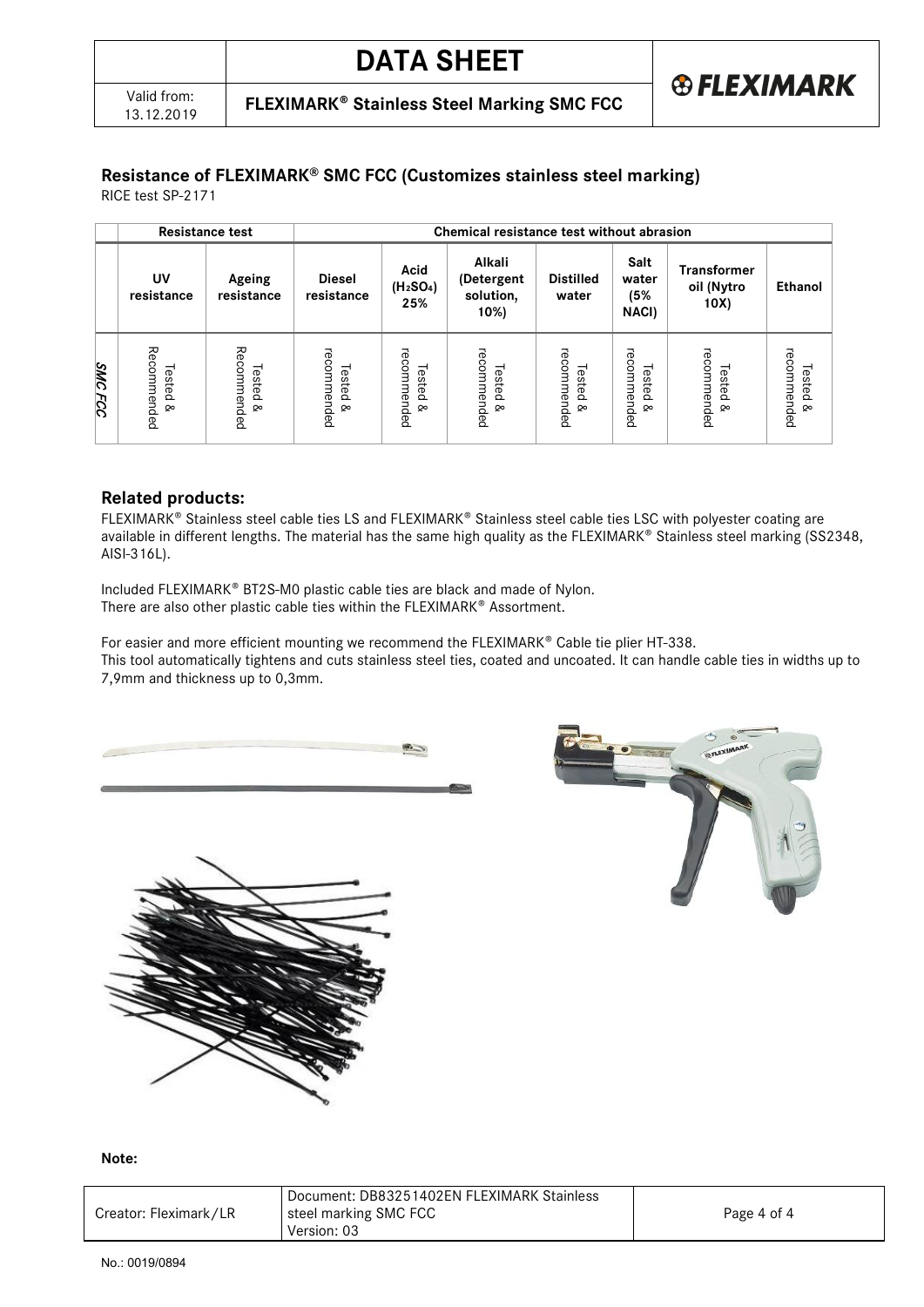## Resistance of FLEXIMARK® SMC FCC (Customizes stainless steel marking)

RICE test SP-2171

| | Resistance test | | Chemical resistance test without abrasion | | | | | | |
|---|---|---|---|---|---|---|---|---|---|
| | UV resistance | Ageing resistance | Diesel resistance | Acid ($H_2SO_4$) 25% | Alkali (Detergent solution, 10%) | Distilled water | Salt water (5% NACl) | Transformer oil (Nytro 10X) | Ethanol |
| ***SMC FCC*** | Tested & Recommended | Tested & Recommended | Tested & recommended | Tested & recommended | Tested & recommended | Tested & recommended | Tested & recommended | Tested & recommended | Tested & recommended |

### Related products:

FLEXIMARK® Stainless steel cable ties LS and FLEXIMARK® Stainless steel cable ties LSC with polyester coating are available in different lengths. The material has the same high quality as the FLEXIMARK® Stainless steel marking (SS2348, AISI-316L).

Included FLEXIMARK® BT2S-M0 plastic cable ties are black and made of Nylon.
There are also other plastic cable ties within the FLEXIMARK® Assortment.

For easier and more efficient mounting we recommend the FLEXIMARK® Cable tie plier HT-338.
This tool automatically tightens and cuts stainless steel ties, coated and uncoated. It can handle cable ties in widths up to 7,9mm and thickness up to 0,3mm.

**Note:**

| Creator: Fleximark/LR | Document: DB83251402EN FLEXIMARK Stainless steel marking SMC FCC Version: 03 |
|---|---|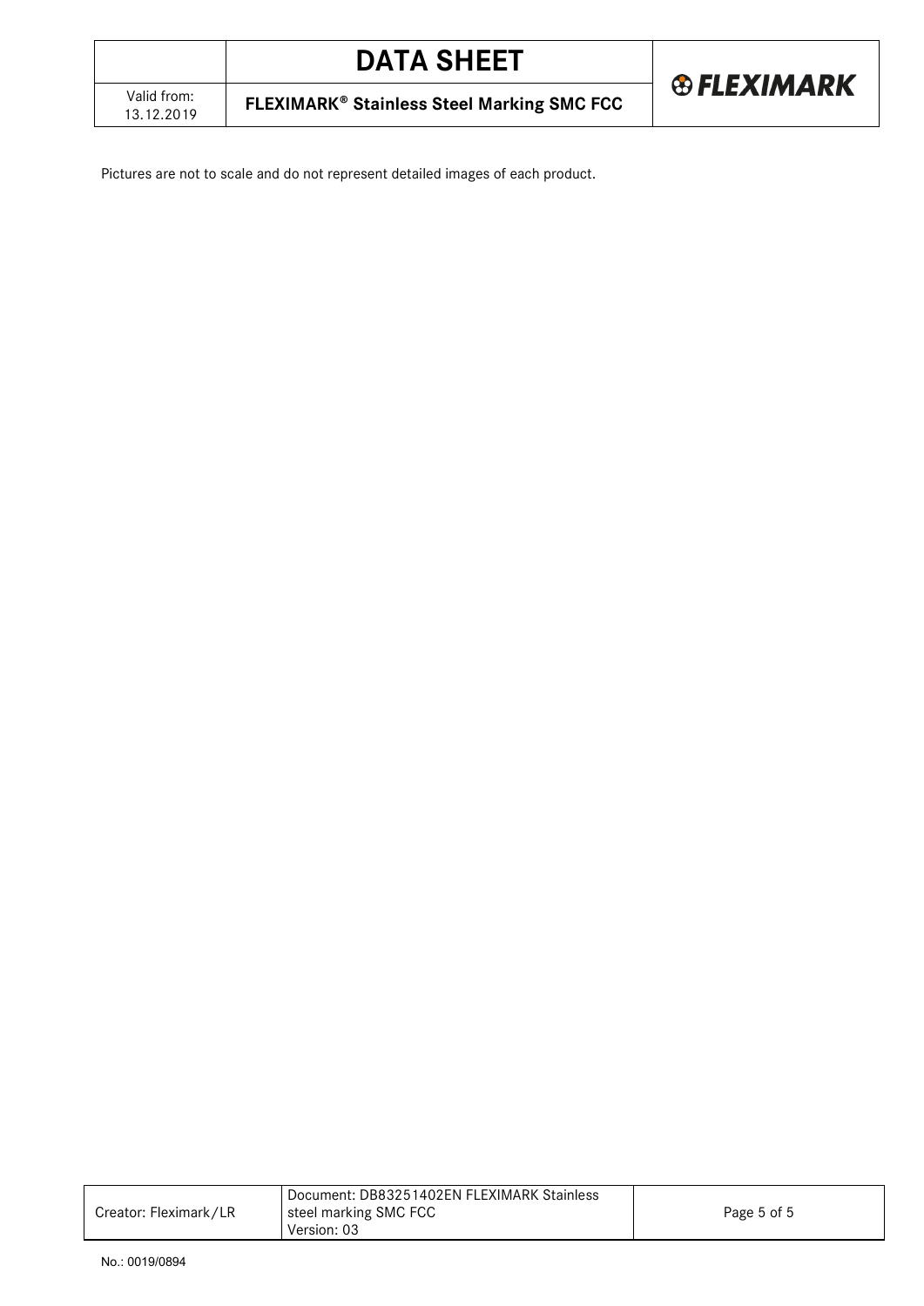Pictures are not to scale and do not represent detailed images of each product.